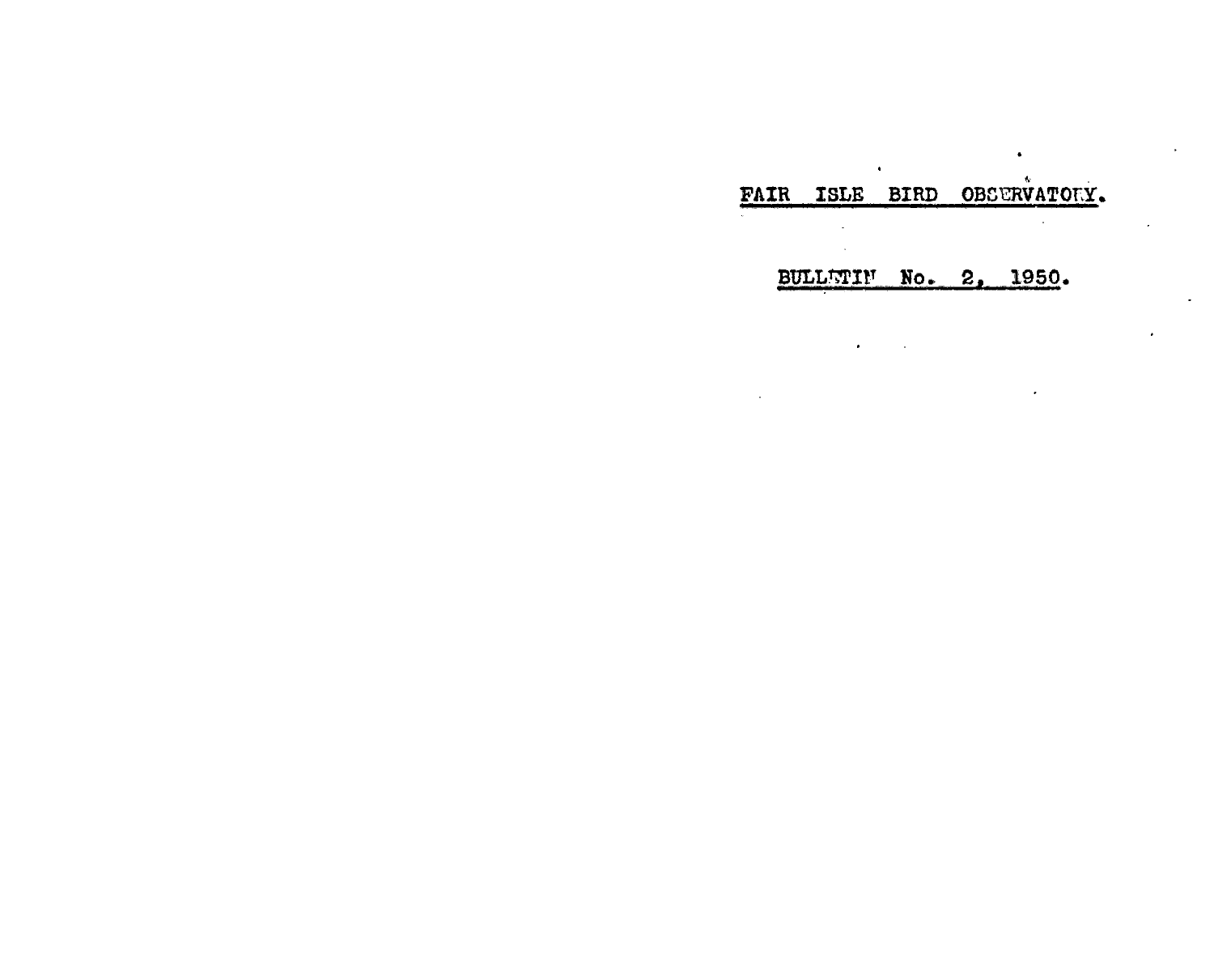# FAIR ISLE BIRD OBSERVATORY.

## BULLETIN No. 2, 1950.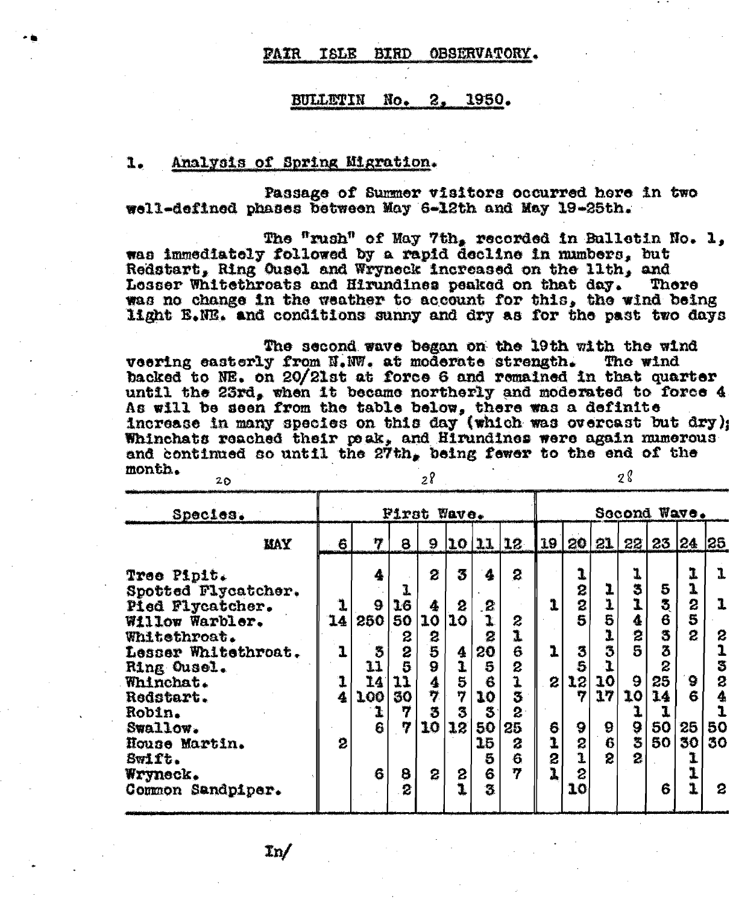# FAIR ISLE BIRD OBSERVATORY.

## BULLETIN No. 2, 1950.

### 1. Analysis of Spring Migration.

Passage of Summer visitors occurred here in two well-defined phases between May 6-12th and May 19-25th.

The "rush" of May 7th, recorded in Bulletin No. 1, was immediately followed by a rapid decline in numbers, but Redstart, Ring Ousel and Wryneck increased on the 11th, and Lesser Whitethroats and Hirundines peaked on that day. There was no change in the weather to account for this, the wind being light E.NE. and conditions sunny and dry as for the past two days

The second wave began on the 19th with the wind veering easterly from N.NW. at moderate strength. The wind backed to NE. on 20/21st at force 6 and remained in that quarter until the 23rd, when it became northerly and moderated to force 4 As will be seen from the table below, there was a definite increase in many species on this day (which was overcast but dry); Whinchats reached their peak, and Hirundines were again numerous and continued so until the 27th, being fewer to the end of the month.

| Species. | First Wave. | | | | | | | Second Wave. | | | | | | |
|---|---|---|---|---|---|---|---|---|---|---|---|---|---|---|
| MAY | 6 | 7 | 8 | 9 | 10 | 11 | 12 | 19 | 20 | 21 | 22 | 23 | 24 | 25 |
| Tree Pipit. | | 4 | | 2 | 3 | 4 | 2 | | 1 | | 1 | | 1 | 1 |
| Spotted Flycatcher. | | | 1 | | | | | | 2 | 1 | 3 | 5 | 1 | |
| Pied Flycatcher. | 1 | 9 | 16 | 4 | 2 | 2 | | 1 | 2 | 1 | 1 | 3 | 2 | 1 |
| Willow Warbler. | 14 | 250 | 50 | 10 | 10 | 1 | 2 | | 5 | 5 | 4 | 6 | 5 | |
| Whitethroat. | | | 2 | 2 | | 2 | 1 | | | 1 | 2 | 3 | 2 | 2 |
| Lesser Whitethroat. | 1 | 3 | 2 | 5 | 4 | 20 | 6 | 1 | 3 | 3 | 5 | 3 | | 1 |
| Ring Ousel. | | 11 | 5 | 9 | 1 | 5 | 2 | | 5 | 1 | | 2 | | 3 |
| Whinchat. | 1 | 14 | 11 | 4 | 5 | 6 | 1 | 2 | 12 | 10 | 9 | 25 | 9 | 2 |
| Redstart. | 4 | 100 | 30 | 7 | 7 | 10 | 3 | | 7 | 17 | 10 | 14 | 6 | 4 |
| Robin. | | 1 | 7 | 3 | 3 | 3 | 2 | | | | 1 | 1 | | 1 |
| Swallow. | | 6 | 7 | 10 | 12 | 50 | 25 | 6 | 9 | 9 | 9 | 50 | 25 | 50 |
| House Martin. | 2 | | | | | 15 | 2 | 1 | 2 | 6 | 3 | 50 | 30 | 30 |
| Swift. | | | | | | 5 | 6 | 2 | 1 | 2 | 2 | | 1 | |
| Wryneck. | | 6 | 8 | 2 | 2 | 6 | 7 | 1 | 2 | | | | 1 | |
| Common Sandpiper. | | | 2 | | 1 | 3 | | | 10 | | | 6 | 1 | 2 |

In/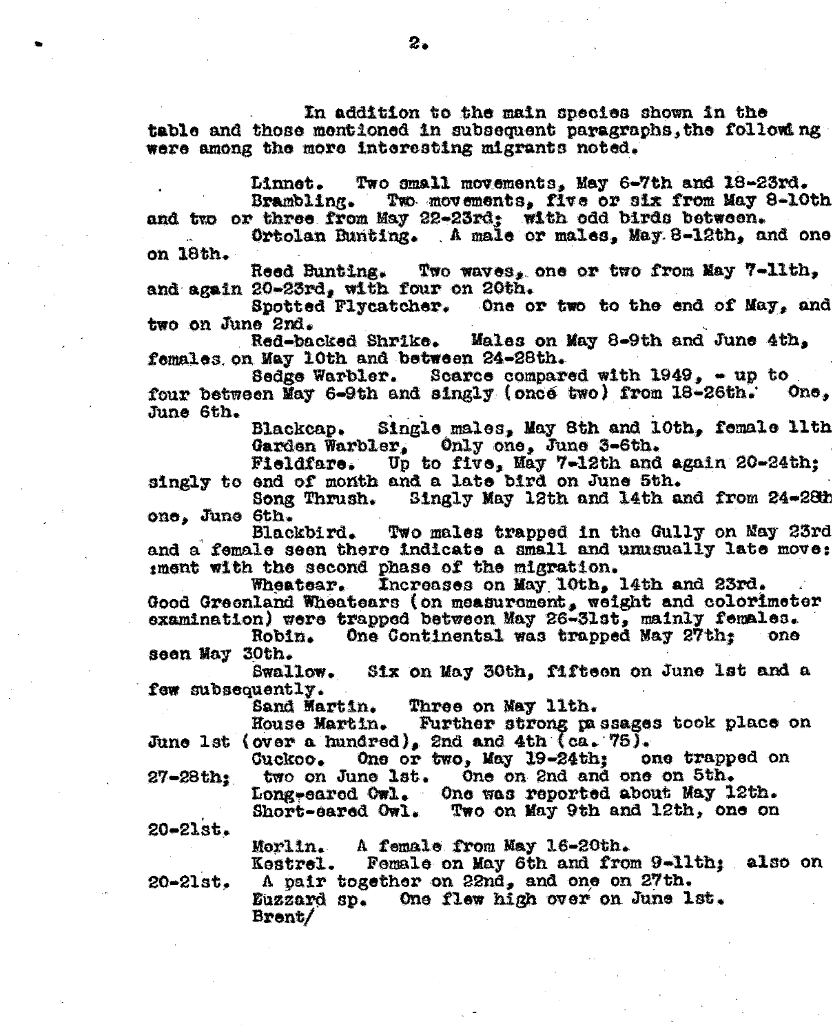In addition to the main species shown in the table and those mentioned in subsequent paragraphs, the following were among the more interesting migrants noted.

Linnet. Two small movements, May 6-7th and 18-23rd.

Brambling. Two movements, five or six from May 8-10th and two or three from May 22-23rd; with odd birds between.

Ortolan Bunting. A male or males, May 8-12th, and one on 18th.

Reed Bunting. Two waves, one or two from May 7-11th, and again 20-23rd, with four on 20th.

Spotted Flycatcher. One or two to the end of May, and two on June 2nd.

Red-backed Shrike. Males on May 8-9th and June 4th, females on May 10th and between 24-28th.

Sedge Warbler. Scarce compared with 1949, - up to four between May 6-9th and singly (once two) from 18-26th. One, June 6th.

Blackcap. Single males, May 8th and 10th, female 11th

Garden Warbler, Only one, June 3-6th.

Fieldfare. Up to five, May 7-12th and again 20-24th; singly to end of month and a late bird on June 5th.

Song Thrush. Singly May 12th and 14th and from 24-28th one, June 6th.

Blackbird. Two males trapped in the Gully on May 23rd and a female seen there indicate a small and unusually late movement with the second phase of the migration.

Wheatear. Increases on May 10th, 14th and 23rd. Good Greenland Wheatears (on measurement, weight and colorimeter examination) were trapped between May 26-31st, mainly females.

Robin. One Continental was trapped May 27th; one seen May 30th.

Swallow. Six on May 30th, fifteen on June 1st and a few subsequently.

Sand Martin. Three on May 11th.

House Martin. Further strong passages took place on June 1st (over a hundred), 2nd and 4th (ca. 75).

Cuckoo. One or two, May 19-24th; one trapped on 27-28th; two on June 1st. One on 2nd and one on 5th.

Long-eared Owl. One was reported about May 12th.

Short-eared Owl. Two on May 9th and 12th, one on 20-21st.

Merlin. A female from May 16-20th.

Kestrel. Female on May 6th and from 9-11th; also on 20-21st. A pair together on 22nd, and one on 27th.

Buzzard sp. One flew high over on June 1st.

Brent/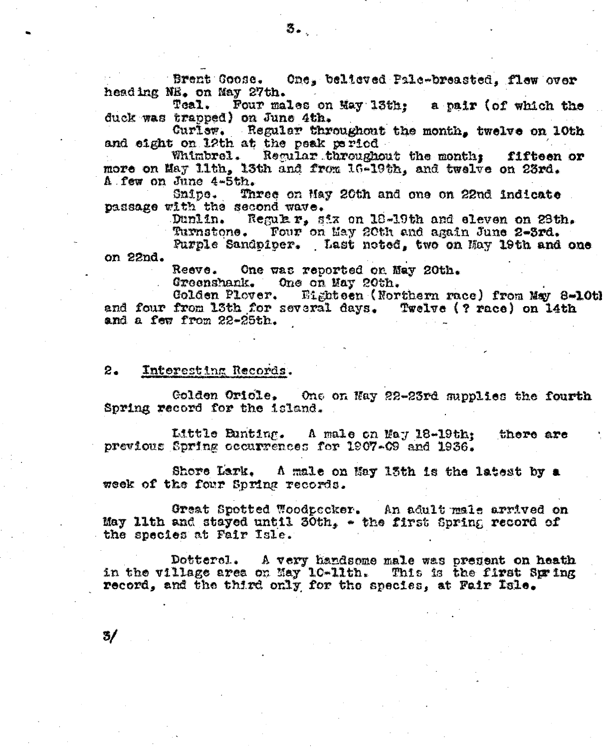Brent Goose. One, believed Pale-breasted, flew over heading NE. on May 27th.

Teal. Four males on May 13th; a pair (of which the duck was trapped) on June 4th.

Curlew. Regular throughout the month, twelve on 10th and eight on 12th at the peak period

Whimbrel. Regular throughout the month; fifteen or more on May 11th, 13th and from 16-19th, and twelve on 23rd. A few on June 4-5th.

Snipe. Three on May 20th and one on 22nd indicate passage with the second wave.

Dunlin. Regular, six on 18-19th and eleven on 23th.

Turnstone. Four on May 20th and again June 2-3rd.

Purple Sandpiper. Last noted, two on May 19th and one on 22nd.

Reeve. One was reported on May 20th.

Greenshank. One on May 20th.

Golden Plover. Eighteen (Northern race) from May 8-10th and four from 13th for several days. Twelve (? race) on 14th and a few from 22-25th.

## 2. Interesting Records.

Golden Oriole. One on May 22-23rd supplies the fourth Spring record for the island.

Little Bunting. A male on May 18-19th; there are previous Spring occurrences for 1907-09 and 1936.

Shore Lark. A male on May 13th is the latest by a week of the four Spring records.

Great Spotted Woodpecker. An adult male arrived on May 11th and stayed until 30th, - the first Spring record of the species at Fair Isle.

Dotterel. A very handsome male was present on heath in the village area on May 10-11th. This is the first Spring record, and the third only for the species, at Fair Isle.

3/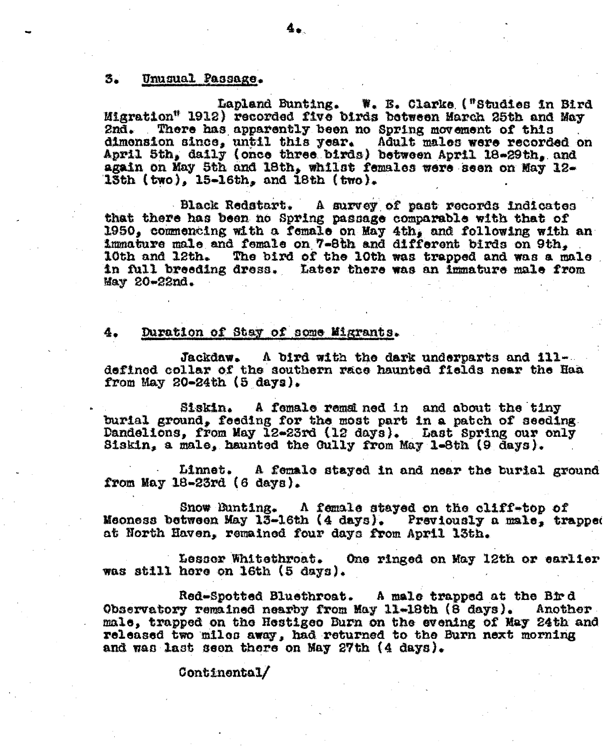## 3. Unusual Passage.

Lapland Bunting. W. E. Clarke ("Studies in Bird Migration" 1912) recorded five birds between March 25th and May 2nd. There has apparently been no Spring movement of this dimension since, until this year. Adult males were recorded on April 5th, daily (once three birds) between April 18-29th, and again on May 5th and 18th, whilst females were seen on May 12-13th (two), 15-16th, and 18th (two).

Black Redstart. A survey of past records indicates that there has been no Spring passage comparable with that of 1950, commencing with a female on May 4th, and following with an immature male and female on 7-8th and different birds on 9th, 10th and 12th. The bird of the 10th was trapped and was a male in full breeding dress. Later there was an immature male from May 20-22nd.

## 4. Duration of Stay of some Migrants.

Jackdaw. A bird with the dark underparts and ill-defined collar of the southern race haunted fields near the Haa from May 20-24th (5 days).

Siskin. A female remained in and about the tiny burial ground, feeding for the most part in a patch of seeding Dandelions, from May 12-23rd (12 days). Last Spring our only Siskin, a male, haunted the Gully from May 1-8th (9 days).

Linnet. A female stayed in and near the burial ground from May 18-23rd (6 days).

Snow Bunting. A female stayed on the cliff-top of Meoness between May 13-16th (4 days). Previously a male, trapped at North Haven, remained four days from April 13th.

Lesser Whitethroat. One ringed on May 12th or earlier was still here on 16th (5 days).

Red-Spotted Bluethroat. A male trapped at the Bird Observatory remained nearby from May 11-18th (8 days). Another male, trapped on the Hestigeo Burn on the evening of May 24th and released two miles away, had returned to the Burn next morning and was last seen there on May 27th (4 days).

Continental/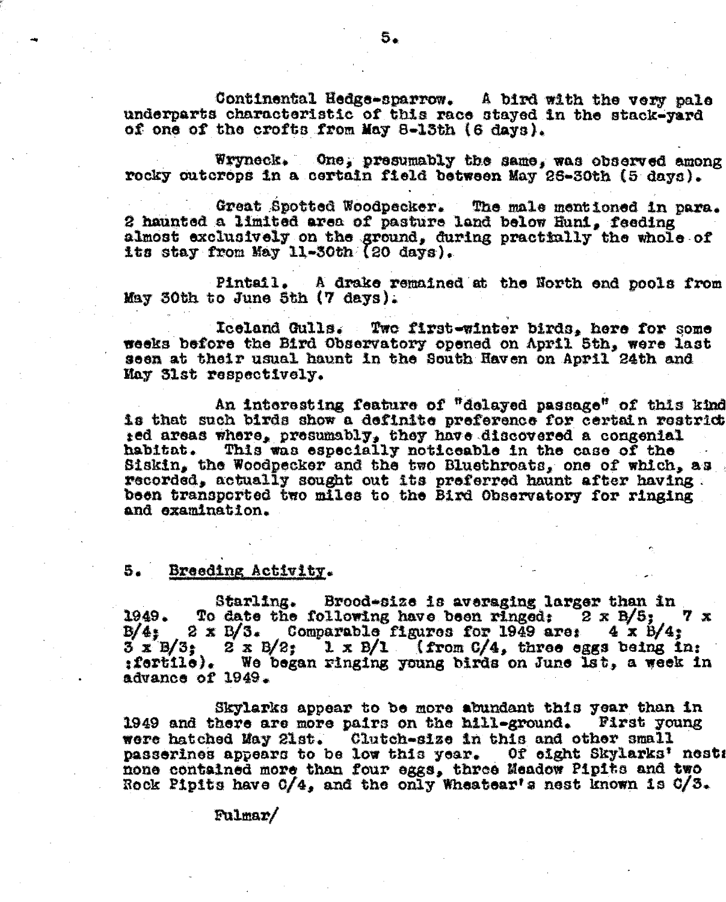Continental Hedge-sparrow. A bird with the very pale underparts characteristic of this race stayed in the stack-yard of one of the crofts from May 8-13th (6 days).

Wryneck. One, presumably the same, was observed among rocky outcrops in a certain field between May 26-30th (5 days).

Great Spotted Woodpecker. The male mentioned in para. 2 haunted a limited area of pasture land below Huni, feeding almost exclusively on the ground, during practially the whole of its stay from May 11-30th (20 days).

Pintail. A drake remained at the North end pools from May 30th to June 5th (7 days).

Iceland Gulls. Two first-winter birds, here for some weeks before the Bird Observatory opened on April 5th, were last seen at their usual haunt in the South Haven on April 24th and May 31st respectively.

An interesting feature of "delayed passage" of this kind is that such birds show a definite preference for certain restricted areas where, presumably, they have discovered a congenial habitat. This was especially noticeable in the case of the Siskin, the Woodpecker and the two Bluethroats, one of which, as recorded, actually sought out its preferred haunt after having been transported two miles to the Bird Observatory for ringing and examination.

## 5. Breeding Activity.

Starling. Brood-size is averaging larger than in 1949. To date the following have been ringed: 2 x B/5; 7 x B/4; 2 x B/3. Comparable figures for 1949 are: 4 x B/4; 3 x B/3; 2 x B/2; 1 x B/1 (from C/4, three eggs being infertile). We began ringing young birds on June 1st, a week in advance of 1949.

Skylarks appear to be more abundant this year than in 1949 and there are more pairs on the hill-ground. First young were hatched May 21st. Clutch-size in this and other small passerines appears to be low this year. Of eight Skylarks' nests none contained more than four eggs, three Meadow Pipits and two Rock Pipits have C/4, and the only Wheatear's nest known is C/3.

Fulmar/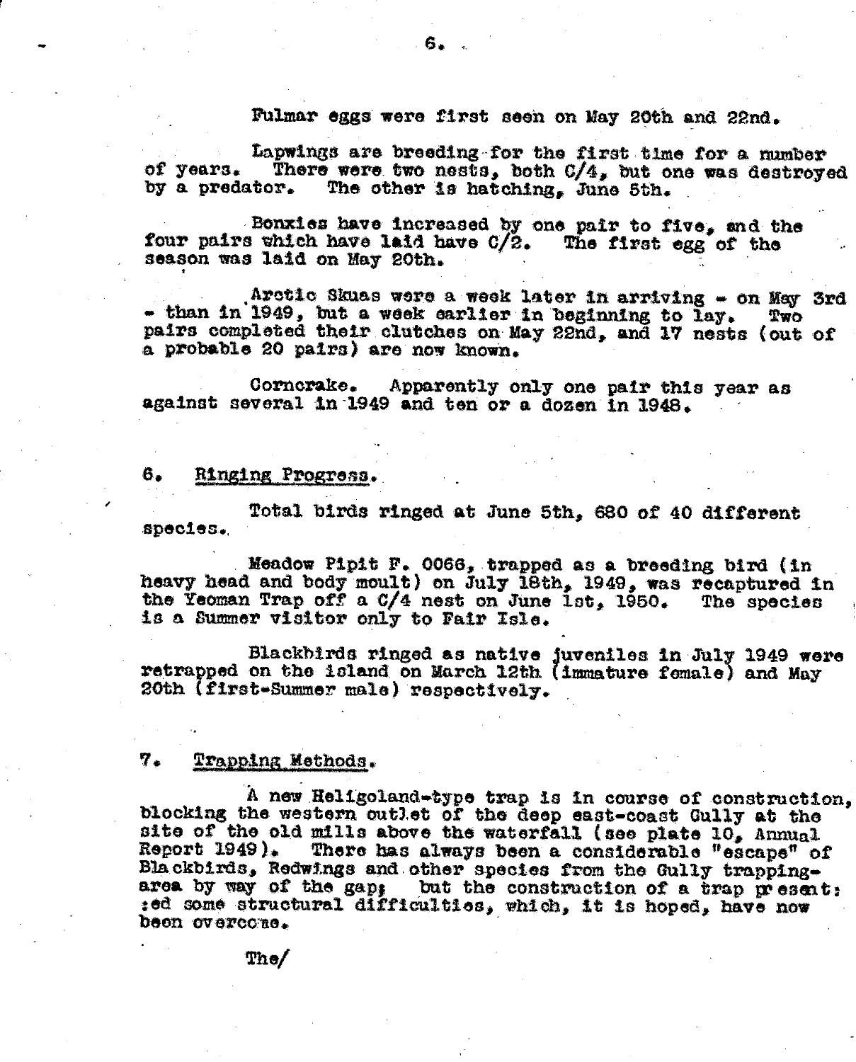Fulmar eggs were first seen on May 20th and 22nd.

Lapwings are breeding for the first time for a number of years. There were two nests, both C/4, but one was destroyed by a predator. The other is hatching, June 5th.

Bonxies have increased by one pair to five, and the four pairs which have laid have C/2. The first egg of the season was laid on May 20th.

Arctic Skuas were a week later in arriving - on May 3rd - than in 1949, but a week earlier in beginning to lay. Two pairs completed their clutches on May 22nd, and 17 nests (out of a probable 20 pairs) are now known.

Corncrake. Apparently only one pair this year as against several in 1949 and ten or a dozen in 1948.

## 6. Ringing Progress.

Total birds ringed at June 5th, 680 of 40 different species.

Meadow Pipit F. 0066, trapped as a breeding bird (in heavy head and body moult) on July 18th, 1949, was recaptured in the Yeoman Trap off a C/4 nest on June 1st, 1950. The species is a Summer visitor only to Fair Isle.

Blackbirds ringed as native juveniles in July 1949 were retrapped on the island on March 12th (immature female) and May 20th (first-Summer male) respectively.

## 7. Trapping Methods.

A new Heligoland-type trap is in course of construction, blocking the western outlet of the deep east-coast Gully at the site of the old mills above the waterfall (see plate 10, Annual Report 1949). There has always been a considerable "escape" of Blackbirds, Redwings and other species from the Gully trapping-area by way of the gap; but the construction of a trap presented some structural difficulties, which, it is hoped, have now been overcome.

The/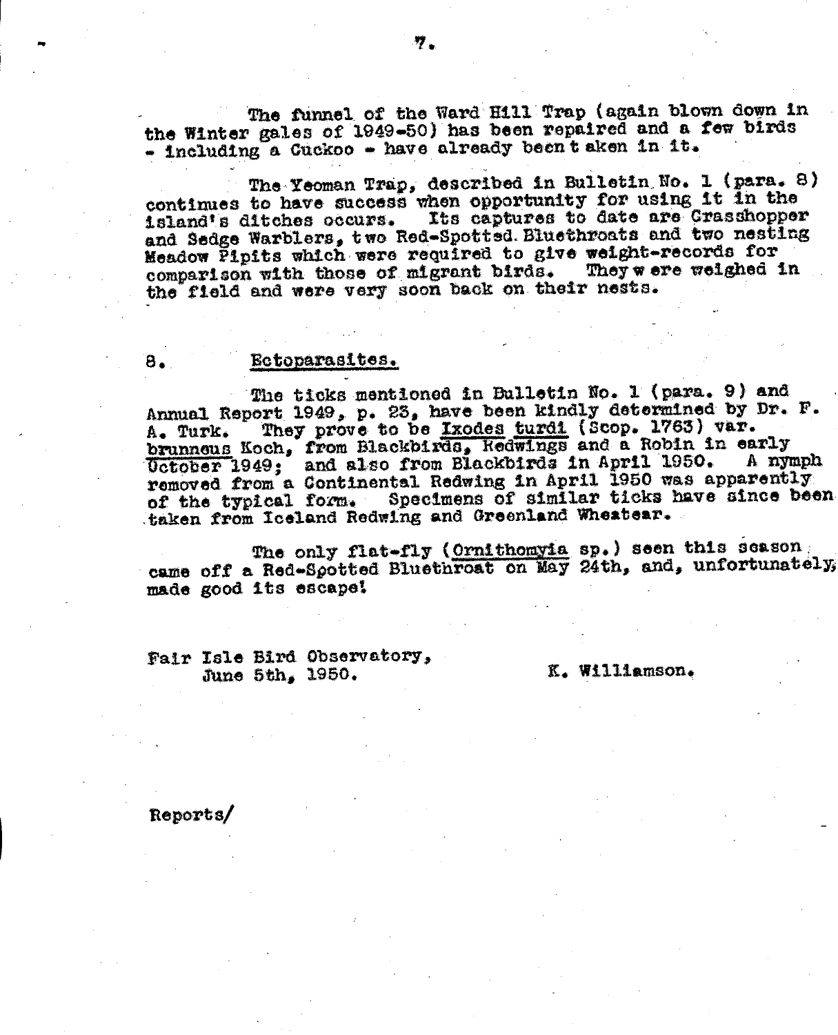The funnel of the Ward Hill Trap (again blown down in the Winter gales of 1949-50) has been repaired and a few birds - including a Cuckoo - have already been taken in it.

The Yeoman Trap, described in Bulletin No. 1 (para. 8) continues to have success when opportunity for using it in the island's ditches occurs. Its captures to date are Grasshopper and Sedge Warblers, two Red-Spotted Bluethroats and two nesting Meadow Pipits which were required to give weight-records for comparison with those of migrant birds. They were weighed in the field and were very soon back on their nests.

## 8. Ectoparasites.

The ticks mentioned in Bulletin No. 1 (para. 9) and Annual Report 1949, p. 23, have been kindly determined by Dr. F. A. Turk. They prove to be *Ixodes turdi* (Scop. 1763) var. *brunneus* Koch, from Blackbirds, Redwings and a Robin in early October 1949; and also from Blackbirds in April 1950. A nymph removed from a Continental Redwing in April 1950 was apparently of the typical form. Specimens of similar ticks have since been taken from Iceland Redwing and Greenland Wheatear.

The only flat-fly (*Ornithomyia* sp.) seen this season came off a Red-Spotted Bluethroat on May 24th, and, unfortunately, made good its escape!

Fair Isle Bird Observatory,
June 5th, 1950.

K. Williamson.

Reports/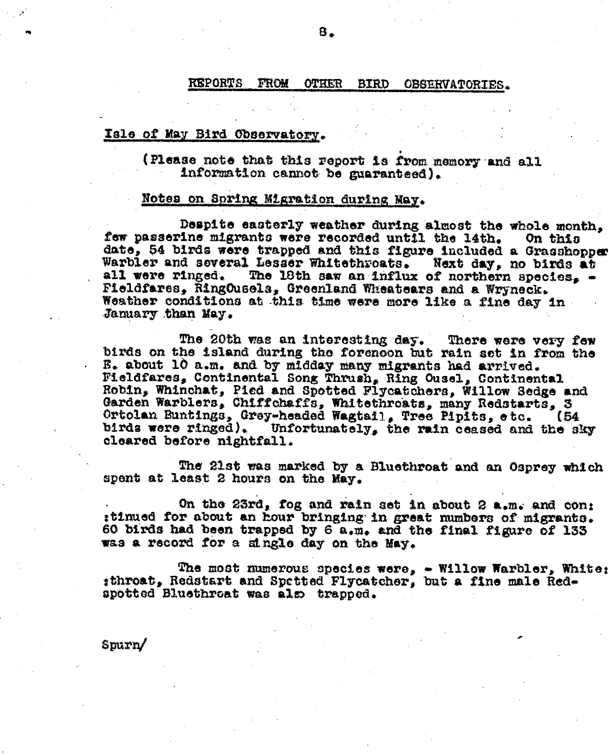## REPORTS FROM OTHER BIRD OBSERVATORIES.

### Isle of May Bird Observatory.

(Please note that this report is from memory and all information cannot be guaranteed).

#### Notes on Spring Migration during May.

Despite easterly weather during almost the whole month, few passerine migrants were recorded until the 14th. On this date, 54 birds were trapped and this figure included a Grasshopper Warbler and several Lesser Whitethroats. Next day, no birds at all were ringed. The 18th saw an influx of northern species, - Fieldfares, RingOusels, Greenland Wheatears and a Wryneck. Weather conditions at this time were more like a fine day in January than May.

The 20th was an interesting day. There were very few birds on the island during the forenoon but rain set in from the E. about 10 a.m. and by midday many migrants had arrived. Fieldfares, Continental Song Thrush, Ring Ousel, Continental Robin, Whinchat, Pied and Spotted Flycatchers, Willow Sedge and Garden Warblers, Chiffchaffs, Whitethroats, many Redstarts, 3 Ortolan Buntings, Grey-headed Wagtail, Tree Pipits, etc. (54 birds were ringed). Unfortunately, the rain ceased and the sky cleared before nightfall.

The 21st was marked by a Bluethroat and an Osprey which spent at least 2 hours on the May.

On the 23rd, fog and rain set in about 2 a.m. and continued for about an hour bringing in great numbers of migrants. 60 birds had been trapped by 6 a.m. and the final figure of 133 was a record for a single day on the May.

The most numerous species were, - Willow Warbler, Whitethroat, Redstart and Spotted Flycatcher, but a fine male Red-spotted Bluethroat was also trapped.

Spurn/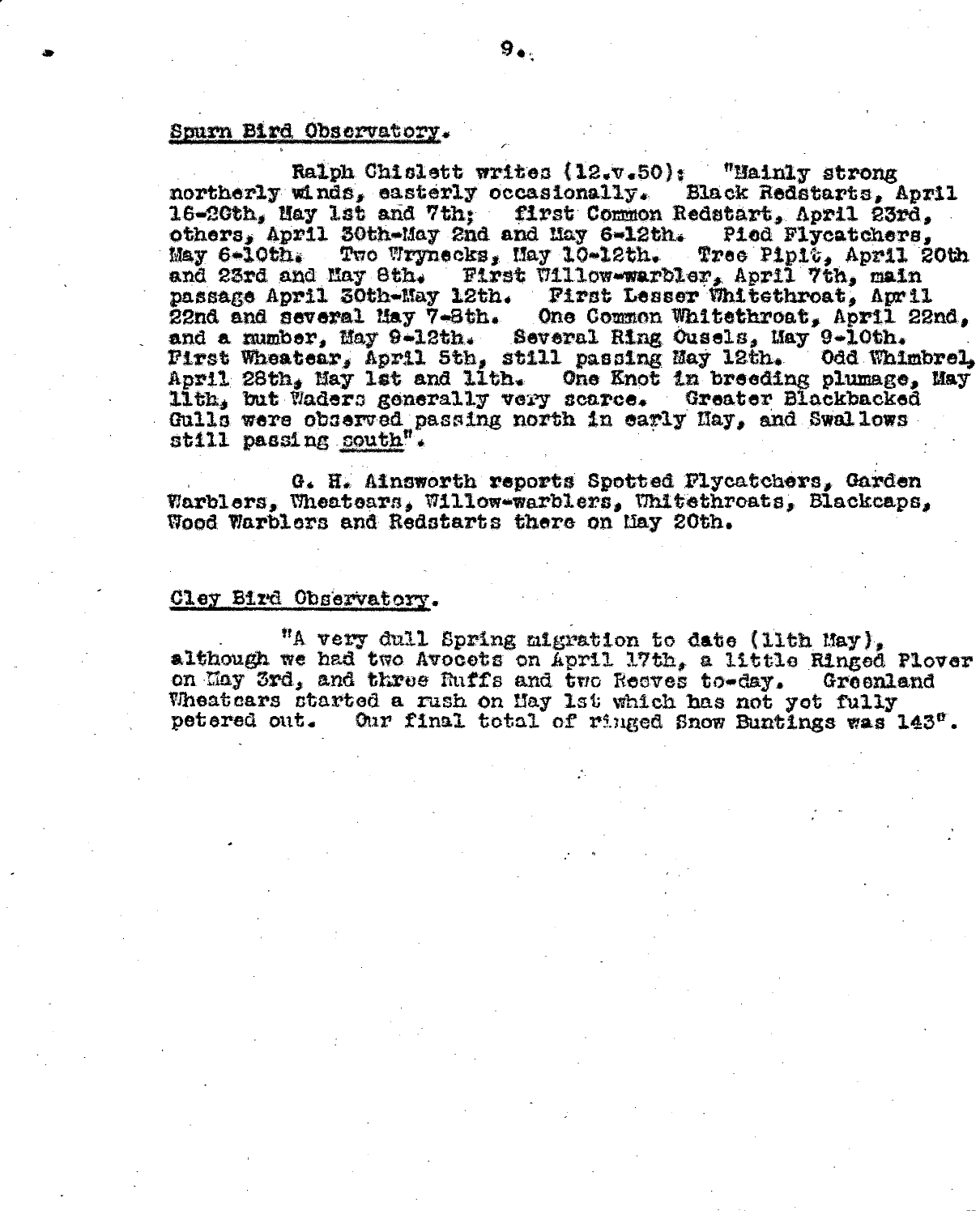## Spurn Bird Observatory.

Ralph Chislett writes (12.v.50): "Mainly strong northerly winds, easterly occasionally. Black Redstarts, April 16-20th, May 1st and 7th; first Common Redstart, April 23rd, others, April 30th-May 2nd and May 6-12th. Pied Flycatchers, May 6-10th. Two Wrynecks, May 10-12th. Tree Pipit, April 20th and 23rd and May 8th. First Willow-warbler, April 7th, main passage April 30th-May 12th. First Lesser Whitethroat, April 22nd and several May 7-8th. One Common Whitethroat, April 22nd, and a number, May 9-12th. Several Ring Ousels, May 9-10th. First Wheatear, April 5th, still passing May 12th. Odd Whimbrel, April 28th, May 1st and 11th. One Knot in breeding plumage, May 11th, but Waders generally very scarce. Greater Blackbacked Gulls were observed passing north in early May, and Swallows still passing <u>south</u>".

G. H. Ainsworth reports Spotted Flycatchers, Garden Warblers, Wheatears, Willow-warblers, Whitethroats, Blackcaps, Wood Warblers and Redstarts there on May 20th.

## Cley Bird Observatory.

"A very dull Spring migration to date (11th May), although we had two Avocets on April 17th, a little Ringed Plover on May 3rd, and three Ruffs and two Reeves to-day. Greenland Wheatears started a rush on May 1st which has not yet fully petered out. Our final total of ringed Snow Buntings was 143".